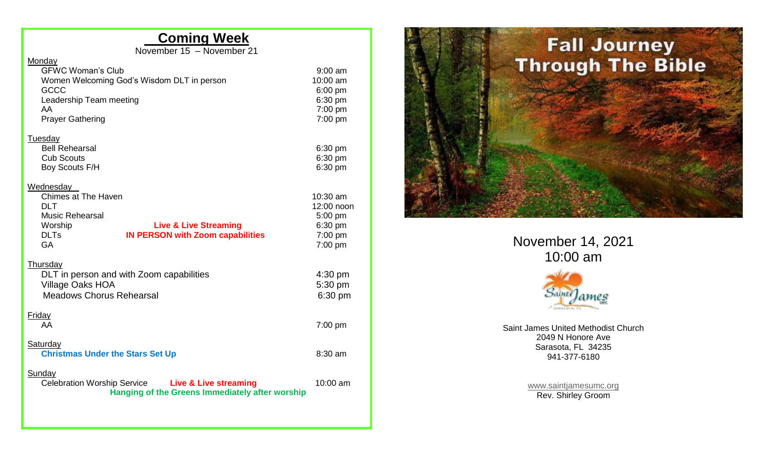## Coming Week

November 15 – November 21

**Monday**

| | | |
|---|---|---|
| GFWC Woman's Club | | 9:00 am |
| Women Welcoming God's Wisdom DLT in person | | 10:00 am |
| GCCC | | 6:00 pm |
| Leadership Team meeting | | 6:30 pm |
| AA | | 7:00 pm |
| Prayer Gathering | | 7:00 pm |

**Tuesday**

| | | |
|---|---|---|
| Bell Rehearsal | | 6:30 pm |
| Cub Scouts | | 6:30 pm |
| Boy Scouts F/H | | 6:30 pm |

**Wednesday**

| | | |
|---|---|---|
| Chimes at The Haven | | 10:30 am |
| DLT | | 12:00 noon |
| Music Rehearsal | | 5:00 pm |
| Worship | **Live & Live Streaming** | 6:30 pm |
| DLTs | **IN PERSON with Zoom capabilities** | 7:00 pm |
| GA | | 7:00 pm |

**Thursday**

| | | |
|---|---|---|
| DLT in person and with Zoom capabilities | | 4:30 pm |
| Village Oaks HOA | | 5:30 pm |
| Meadows Chorus Rehearsal | | 6:30 pm |

**Friday**

| | | |
|---|---|---|
| AA | | 7:00 pm |

**Saturday**

| | | |
|---|---|---|
| **Christmas Under the Stars Set Up** | | 8:30 am |

**Sunday**

| | | |
|---|---|---|
| Celebration Worship Service | **Live & Live streaming** | 10:00 am |

**Hanging of the Greens Immediately after worship**

# Fall Journey Through The Bible

November 14, 2021
10:00 am

Saint James

Saint James United Methodist Church
2049 N Honore Ave
Sarasota, FL 34235
941-377-6180

www.saintjamesumc.org
Rev. Shirley Groom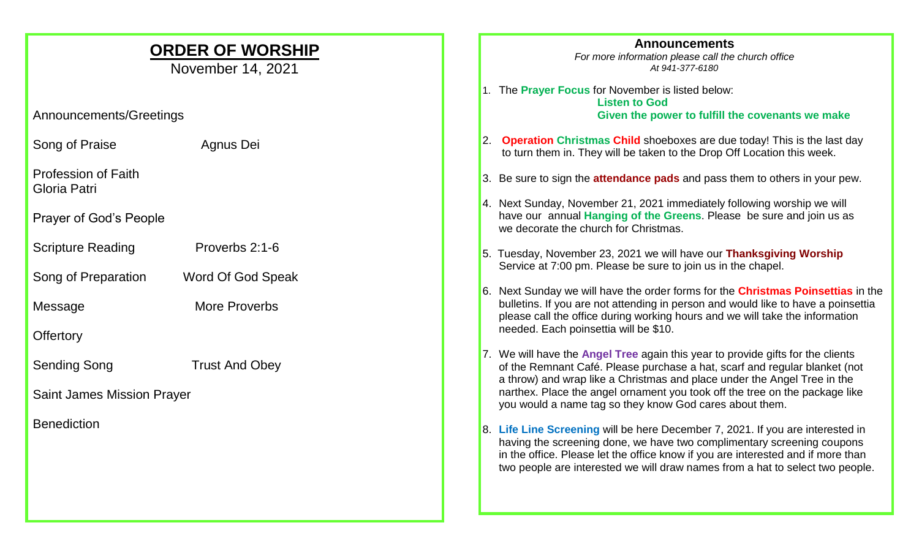# ORDER OF WORSHIP

November 14, 2021

Announcements/Greetings

Song of Praise — Agnus Dei

Profession of Faith
Gloria Patri

Prayer of God's People

Scripture Reading — Proverbs 2:1-6

Song of Preparation — Word Of God Speak

Message — More Proverbs

Offertory

Sending Song — Trust And Obey

Saint James Mission Prayer

Benediction

## Announcements

*For more information please call the church office*
*At 941-377-6180*

1. The **Prayer Focus** for November is listed below:
   **Listen to God**
   **Given the power to fulfill the covenants we make**

2. **Operation Christmas Child** shoeboxes are due today! This is the last day to turn them in. They will be taken to the Drop Off Location this week.

3. Be sure to sign the **attendance pads** and pass them to others in your pew.

4. Next Sunday, November 21, 2021 immediately following worship we will have our annual **Hanging of the Greens**. Please be sure and join us as we decorate the church for Christmas.

5. Tuesday, November 23, 2021 we will have our **Thanksgiving Worship** Service at 7:00 pm. Please be sure to join us in the chapel.

6. Next Sunday we will have the order forms for the **Christmas Poinsettias** in the bulletins. If you are not attending in person and would like to have a poinsettia please call the office during working hours and we will take the information needed. Each poinsettia will be $10.

7. We will have the **Angel Tree** again this year to provide gifts for the clients of the Remnant Café. Please purchase a hat, scarf and regular blanket (not a throw) and wrap like a Christmas and place under the Angel Tree in the narthex. Place the angel ornament you took off the tree on the package like you would a name tag so they know God cares about them.

8. **Life Line Screening** will be here December 7, 2021. If you are interested in having the screening done, we have two complimentary screening coupons in the office. Please let the office know if you are interested and if more than two people are interested we will draw names from a hat to select two people.